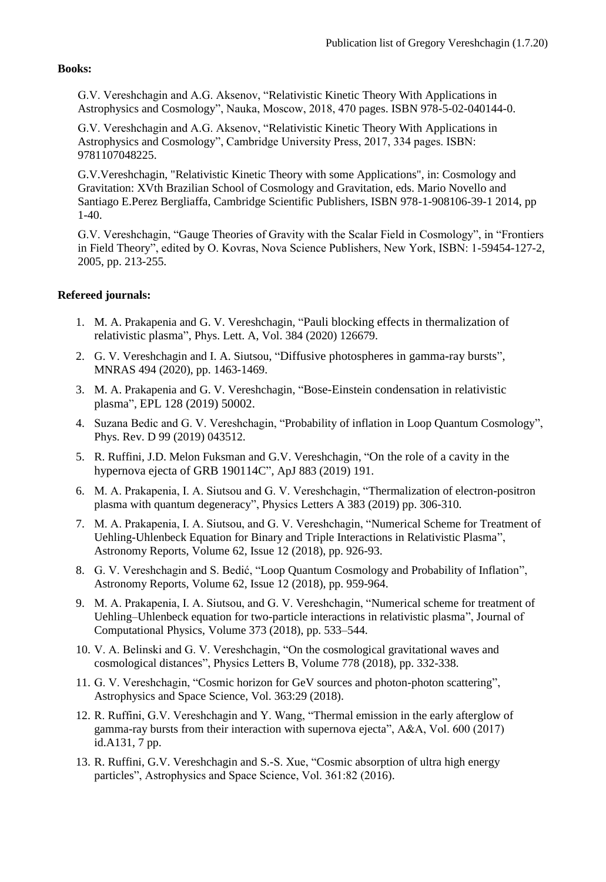**Books:**

G.V. Vereshchagin and A.G. Aksenov, “Relativistic Kinetic Theory With Applications in Astrophysics and Cosmology”, Nauka, Moscow, 2018, 470 pages. ISBN 978-5-02-040144-0.

G.V. Vereshchagin and A.G. Aksenov, “Relativistic Kinetic Theory With Applications in Astrophysics and Cosmology”, Cambridge University Press, 2017, 334 pages. ISBN: 9781107048225.

G.V.Vereshchagin, "Relativistic Kinetic Theory with some Applications", in: Cosmology and Gravitation: XVth Brazilian School of Cosmology and Gravitation, eds. Mario Novello and Santiago E.Perez Bergliaffa, Cambridge Scientific Publishers, ISBN 978-1-908106-39-1 2014, pp 1-40.

G.V. Vereshchagin, “Gauge Theories of Gravity with the Scalar Field in Cosmology”, in “Frontiers in Field Theory”, edited by O. Kovras, Nova Science Publishers, New York, ISBN: 1-59454-127-2, 2005, pp. 213-255.

**Refereed journals:**

1. M. A. Prakapenia and G. V. Vereshchagin, “Pauli blocking effects in thermalization of relativistic plasma”, Phys. Lett. A, Vol. 384 (2020) 126679.
2. G. V. Vereshchagin and I. A. Siutsou, “Diffusive photospheres in gamma-ray bursts”, MNRAS 494 (2020), pp. 1463-1469.
3. M. A. Prakapenia and G. V. Vereshchagin, “Bose-Einstein condensation in relativistic plasma”, EPL 128 (2019) 50002.
4. Suzana Bedic and G. V. Vereshchagin, “Probability of inflation in Loop Quantum Cosmology”, Phys. Rev. D 99 (2019) 043512.
5. R. Ruffini, J.D. Melon Fuksman and G.V. Vereshchagin, “On the role of a cavity in the hypernova ejecta of GRB 190114C”, ApJ 883 (2019) 191.
6. M. A. Prakapenia, I. A. Siutsou and G. V. Vereshchagin, “Thermalization of electron-positron plasma with quantum degeneracy”, Physics Letters A 383 (2019) pp. 306-310.
7. M. A. Prakapenia, I. A. Siutsou, and G. V. Vereshchagin, “Numerical Scheme for Treatment of Uehling-Uhlenbeck Equation for Binary and Triple Interactions in Relativistic Plasma”, Astronomy Reports, Volume 62, Issue 12 (2018), pp. 926-93.
8. G. V. Vereshchagin and S. Bedić, “Loop Quantum Cosmology and Probability of Inflation”, Astronomy Reports, Volume 62, Issue 12 (2018), pp. 959-964.
9. M. A. Prakapenia, I. A. Siutsou, and G. V. Vereshchagin, “Numerical scheme for treatment of Uehling–Uhlenbeck equation for two-particle interactions in relativistic plasma”, Journal of Computational Physics, Volume 373 (2018), pp. 533–544.
10. V. A. Belinski and G. V. Vereshchagin, “On the cosmological gravitational waves and cosmological distances”, Physics Letters B, Volume 778 (2018), pp. 332-338.
11. G. V. Vereshchagin, “Cosmic horizon for GeV sources and photon-photon scattering”, Astrophysics and Space Science, Vol. 363:29 (2018).
12. R. Ruffini, G.V. Vereshchagin and Y. Wang, “Thermal emission in the early afterglow of gamma-ray bursts from their interaction with supernova ejecta”, A&A, Vol. 600 (2017) id.A131, 7 pp.
13. R. Ruffini, G.V. Vereshchagin and S.-S. Xue, “Cosmic absorption of ultra high energy particles”, Astrophysics and Space Science, Vol. 361:82 (2016).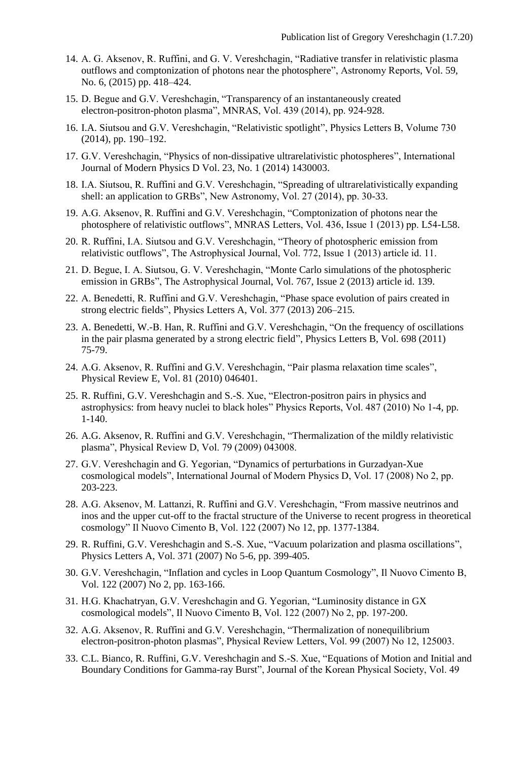14. A. G. Aksenov, R. Ruffini, and G. V. Vereshchagin, “Radiative transfer in relativistic plasma outflows and comptonization of photons near the photosphere”, Astronomy Reports, Vol. 59, No. 6, (2015) pp. 418–424.
15. D. Begue and G.V. Vereshchagin, “Transparency of an instantaneously created electron-positron-photon plasma”, MNRAS, Vol. 439 (2014), pp. 924-928.
16. I.A. Siutsou and G.V. Vereshchagin, “Relativistic spotlight”, Physics Letters B, Volume 730 (2014), pp. 190–192.
17. G.V. Vereshchagin, “Physics of non-dissipative ultrarelativistic photospheres”, International Journal of Modern Physics D Vol. 23, No. 1 (2014) 1430003.
18. I.A. Siutsou, R. Ruffini and G.V. Vereshchagin, “Spreading of ultrarelativistically expanding shell: an application to GRBs”, New Astronomy, Vol. 27 (2014), pp. 30-33.
19. A.G. Aksenov, R. Ruffini and G.V. Vereshchagin, “Comptonization of photons near the photosphere of relativistic outflows”, MNRAS Letters, Vol. 436, Issue 1 (2013) pp. L54-L58.
20. R. Ruffini, I.A. Siutsou and G.V. Vereshchagin, “Theory of photospheric emission from relativistic outflows”, The Astrophysical Journal, Vol. 772, Issue 1 (2013) article id. 11.
21. D. Begue, I. A. Siutsou, G. V. Vereshchagin, “Monte Carlo simulations of the photospheric emission in GRBs”, The Astrophysical Journal, Vol. 767, Issue 2 (2013) article id. 139.
22. A. Benedetti, R. Ruffini and G.V. Vereshchagin, “Phase space evolution of pairs created in strong electric fields”, Physics Letters A, Vol. 377 (2013) 206–215.
23. A. Benedetti, W.-B. Han, R. Ruffini and G.V. Vereshchagin, “On the frequency of oscillations in the pair plasma generated by a strong electric field”, Physics Letters B, Vol. 698 (2011) 75-79.
24. A.G. Aksenov, R. Ruffini and G.V. Vereshchagin, “Pair plasma relaxation time scales”, Physical Review E, Vol. 81 (2010) 046401.
25. R. Ruffini, G.V. Vereshchagin and S.-S. Xue, “Electron-positron pairs in physics and astrophysics: from heavy nuclei to black holes” Physics Reports, Vol. 487 (2010) No 1-4, pp. 1-140.
26. A.G. Aksenov, R. Ruffini and G.V. Vereshchagin, “Thermalization of the mildly relativistic plasma”, Physical Review D, Vol. 79 (2009) 043008.
27. G.V. Vereshchagin and G. Yegorian, “Dynamics of perturbations in Gurzadyan-Xue cosmological models”, International Journal of Modern Physics D, Vol. 17 (2008) No 2, pp. 203-223.
28. A.G. Aksenov, M. Lattanzi, R. Ruffini and G.V. Vereshchagin, “From massive neutrinos and inos and the upper cut-off to the fractal structure of the Universe to recent progress in theoretical cosmology” Il Nuovo Cimento B, Vol. 122 (2007) No 12, pp. 1377-1384.
29. R. Ruffini, G.V. Vereshchagin and S.-S. Xue, “Vacuum polarization and plasma oscillations”, Physics Letters A, Vol. 371 (2007) No 5-6, pp. 399-405.
30. G.V. Vereshchagin, “Inflation and cycles in Loop Quantum Cosmology”, Il Nuovo Cimento B, Vol. 122 (2007) No 2, pp. 163-166.
31. H.G. Khachatryan, G.V. Vereshchagin and G. Yegorian, “Luminosity distance in GX cosmological models”, Il Nuovo Cimento B, Vol. 122 (2007) No 2, pp. 197-200.
32. A.G. Aksenov, R. Ruffini and G.V. Vereshchagin, “Thermalization of nonequilibrium electron-positron-photon plasmas”, Physical Review Letters, Vol. 99 (2007) No 12, 125003.
33. C.L. Bianco, R. Ruffini, G.V. Vereshchagin and S.-S. Xue, “Equations of Motion and Initial and Boundary Conditions for Gamma-ray Burst”, Journal of the Korean Physical Society, Vol. 49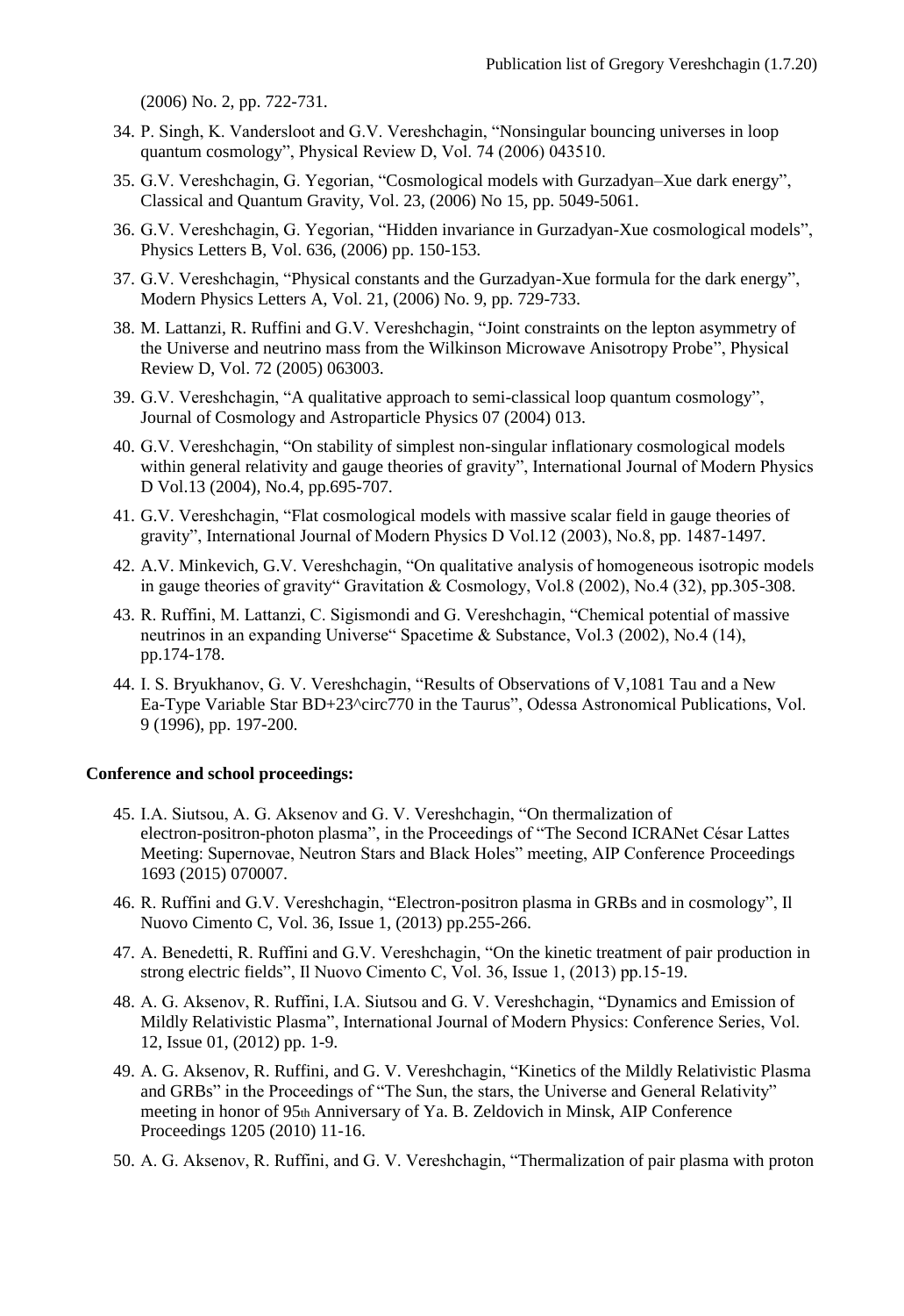(2006) No. 2, pp. 722-731.

34. P. Singh, K. Vandersloot and G.V. Vereshchagin, "Nonsingular bouncing universes in loop quantum cosmology", Physical Review D, Vol. 74 (2006) 043510.
35. G.V. Vereshchagin, G. Yegorian, "Cosmological models with Gurzadyan–Xue dark energy", Classical and Quantum Gravity, Vol. 23, (2006) No 15, pp. 5049-5061.
36. G.V. Vereshchagin, G. Yegorian, "Hidden invariance in Gurzadyan-Xue cosmological models", Physics Letters B, Vol. 636, (2006) pp. 150-153.
37. G.V. Vereshchagin, "Physical constants and the Gurzadyan-Xue formula for the dark energy", Modern Physics Letters A, Vol. 21, (2006) No. 9, pp. 729-733.
38. M. Lattanzi, R. Ruffini and G.V. Vereshchagin, "Joint constraints on the lepton asymmetry of the Universe and neutrino mass from the Wilkinson Microwave Anisotropy Probe", Physical Review D, Vol. 72 (2005) 063003.
39. G.V. Vereshchagin, "A qualitative approach to semi-classical loop quantum cosmology", Journal of Cosmology and Astroparticle Physics 07 (2004) 013.
40. G.V. Vereshchagin, "On stability of simplest non-singular inflationary cosmological models within general relativity and gauge theories of gravity", International Journal of Modern Physics D Vol.13 (2004), No.4, pp.695-707.
41. G.V. Vereshchagin, "Flat cosmological models with massive scalar field in gauge theories of gravity", International Journal of Modern Physics D Vol.12 (2003), No.8, pp. 1487-1497.
42. A.V. Minkevich, G.V. Vereshchagin, "On qualitative analysis of homogeneous isotropic models in gauge theories of gravity" Gravitation & Cosmology, Vol.8 (2002), No.4 (32), pp.305-308.
43. R. Ruffini, M. Lattanzi, C. Sigismondi and G. Vereshchagin, "Chemical potential of massive neutrinos in an expanding Universe" Spacetime & Substance, Vol.3 (2002), No.4 (14), pp.174-178.
44. I. S. Bryukhanov, G. V. Vereshchagin, "Results of Observations of V,1081 Tau and a New Ea-Type Variable Star BD+23^circ770 in the Taurus", Odessa Astronomical Publications, Vol. 9 (1996), pp. 197-200.

**Conference and school proceedings:**

45. I.A. Siutsou, A. G. Aksenov and G. V. Vereshchagin, "On thermalization of electron-positron-photon plasma", in the Proceedings of "The Second ICRANet César Lattes Meeting: Supernovae, Neutron Stars and Black Holes" meeting, AIP Conference Proceedings 1693 (2015) 070007.
46. R. Ruffini and G.V. Vereshchagin, "Electron-positron plasma in GRBs and in cosmology", Il Nuovo Cimento C, Vol. 36, Issue 1, (2013) pp.255-266.
47. A. Benedetti, R. Ruffini and G.V. Vereshchagin, "On the kinetic treatment of pair production in strong electric fields", Il Nuovo Cimento C, Vol. 36, Issue 1, (2013) pp.15-19.
48. A. G. Aksenov, R. Ruffini, I.A. Siutsou and G. V. Vereshchagin, "Dynamics and Emission of Mildly Relativistic Plasma", International Journal of Modern Physics: Conference Series, Vol. 12, Issue 01, (2012) pp. 1-9.
49. A. G. Aksenov, R. Ruffini, and G. V. Vereshchagin, "Kinetics of the Mildly Relativistic Plasma and GRBs" in the Proceedings of "The Sun, the stars, the Universe and General Relativity" meeting in honor of 95th Anniversary of Ya. B. Zeldovich in Minsk, AIP Conference Proceedings 1205 (2010) 11-16.
50. A. G. Aksenov, R. Ruffini, and G. V. Vereshchagin, "Thermalization of pair plasma with proton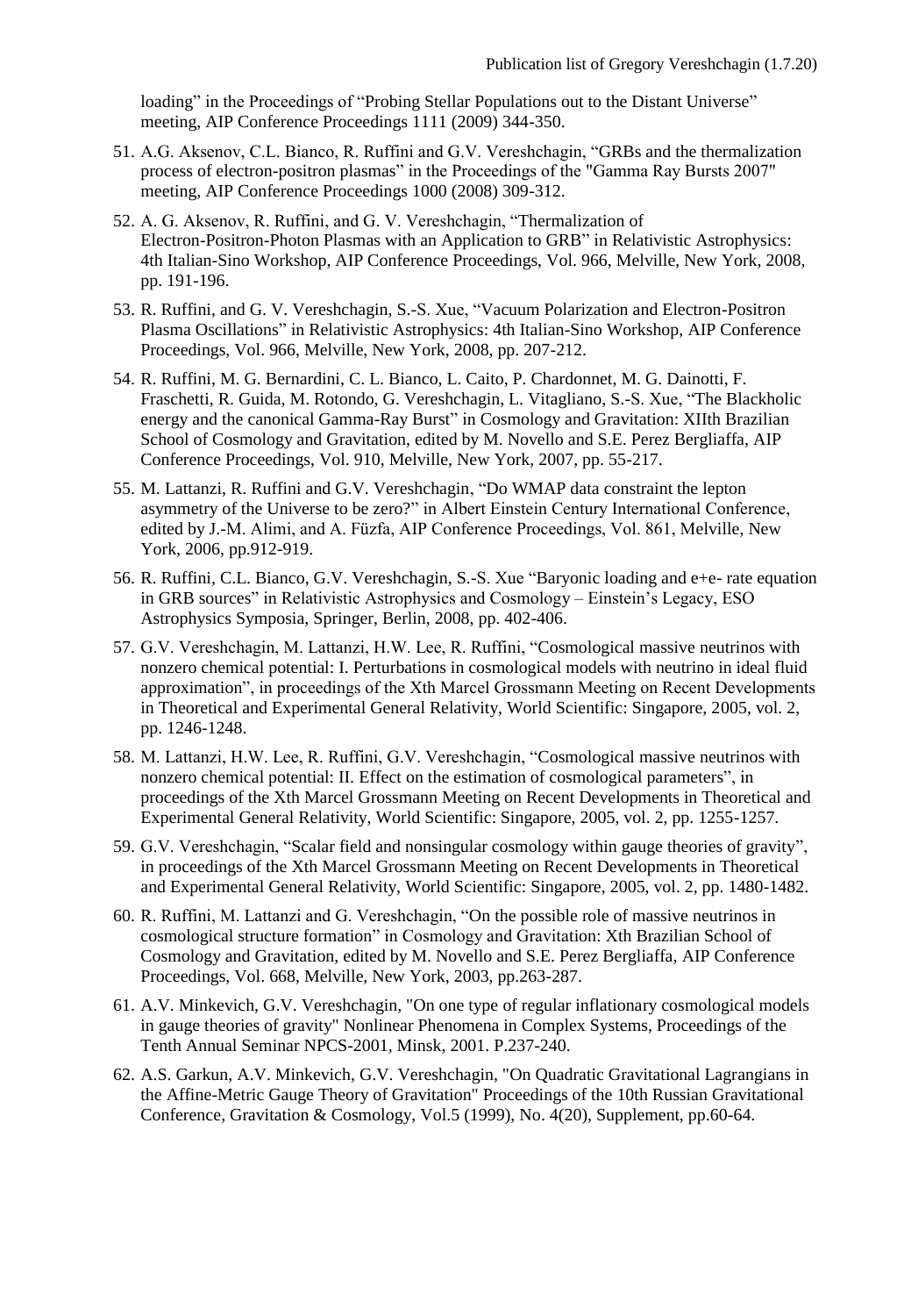loading" in the Proceedings of "Probing Stellar Populations out to the Distant Universe" meeting, AIP Conference Proceedings 1111 (2009) 344-350.

51. A.G. Aksenov, C.L. Bianco, R. Ruffini and G.V. Vereshchagin, "GRBs and the thermalization process of electron-positron plasmas" in the Proceedings of the "Gamma Ray Bursts 2007" meeting, AIP Conference Proceedings 1000 (2008) 309-312.
52. A. G. Aksenov, R. Ruffini, and G. V. Vereshchagin, "Thermalization of Electron-Positron-Photon Plasmas with an Application to GRB" in Relativistic Astrophysics: 4th Italian-Sino Workshop, AIP Conference Proceedings, Vol. 966, Melville, New York, 2008, pp. 191-196.
53. R. Ruffini, and G. V. Vereshchagin, S.-S. Xue, "Vacuum Polarization and Electron-Positron Plasma Oscillations" in Relativistic Astrophysics: 4th Italian-Sino Workshop, AIP Conference Proceedings, Vol. 966, Melville, New York, 2008, pp. 207-212.
54. R. Ruffini, M. G. Bernardini, C. L. Bianco, L. Caito, P. Chardonnet, M. G. Dainotti, F. Fraschetti, R. Guida, M. Rotondo, G. Vereshchagin, L. Vitagliano, S.-S. Xue, "The Blackholic energy and the canonical Gamma-Ray Burst" in Cosmology and Gravitation: XIIth Brazilian School of Cosmology and Gravitation, edited by M. Novello and S.E. Perez Bergliaffa, AIP Conference Proceedings, Vol. 910, Melville, New York, 2007, pp. 55-217.
55. M. Lattanzi, R. Ruffini and G.V. Vereshchagin, "Do WMAP data constraint the lepton asymmetry of the Universe to be zero?" in Albert Einstein Century International Conference, edited by J.-M. Alimi, and A. Füzfa, AIP Conference Proceedings, Vol. 861, Melville, New York, 2006, pp.912-919.
56. R. Ruffini, C.L. Bianco, G.V. Vereshchagin, S.-S. Xue "Baryonic loading and e+e- rate equation in GRB sources" in Relativistic Astrophysics and Cosmology – Einstein's Legacy, ESO Astrophysics Symposia, Springer, Berlin, 2008, pp. 402-406.
57. G.V. Vereshchagin, M. Lattanzi, H.W. Lee, R. Ruffini, "Cosmological massive neutrinos with nonzero chemical potential: I. Perturbations in cosmological models with neutrino in ideal fluid approximation", in proceedings of the Xth Marcel Grossmann Meeting on Recent Developments in Theoretical and Experimental General Relativity, World Scientific: Singapore, 2005, vol. 2, pp. 1246-1248.
58. M. Lattanzi, H.W. Lee, R. Ruffini, G.V. Vereshchagin, "Cosmological massive neutrinos with nonzero chemical potential: II. Effect on the estimation of cosmological parameters", in proceedings of the Xth Marcel Grossmann Meeting on Recent Developments in Theoretical and Experimental General Relativity, World Scientific: Singapore, 2005, vol. 2, pp. 1255-1257.
59. G.V. Vereshchagin, "Scalar field and nonsingular cosmology within gauge theories of gravity", in proceedings of the Xth Marcel Grossmann Meeting on Recent Developments in Theoretical and Experimental General Relativity, World Scientific: Singapore, 2005, vol. 2, pp. 1480-1482.
60. R. Ruffini, M. Lattanzi and G. Vereshchagin, "On the possible role of massive neutrinos in cosmological structure formation" in Cosmology and Gravitation: Xth Brazilian School of Cosmology and Gravitation, edited by M. Novello and S.E. Perez Bergliaffa, AIP Conference Proceedings, Vol. 668, Melville, New York, 2003, pp.263-287.
61. A.V. Minkevich, G.V. Vereshchagin, "On one type of regular inflationary cosmological models in gauge theories of gravity" Nonlinear Phenomena in Complex Systems, Proceedings of the Tenth Annual Seminar NPCS-2001, Minsk, 2001. P.237-240.
62. A.S. Garkun, A.V. Minkevich, G.V. Vereshchagin, "On Quadratic Gravitational Lagrangians in the Affine-Metric Gauge Theory of Gravitation" Proceedings of the 10th Russian Gravitational Conference, Gravitation & Cosmology, Vol.5 (1999), No. 4(20), Supplement, pp.60-64.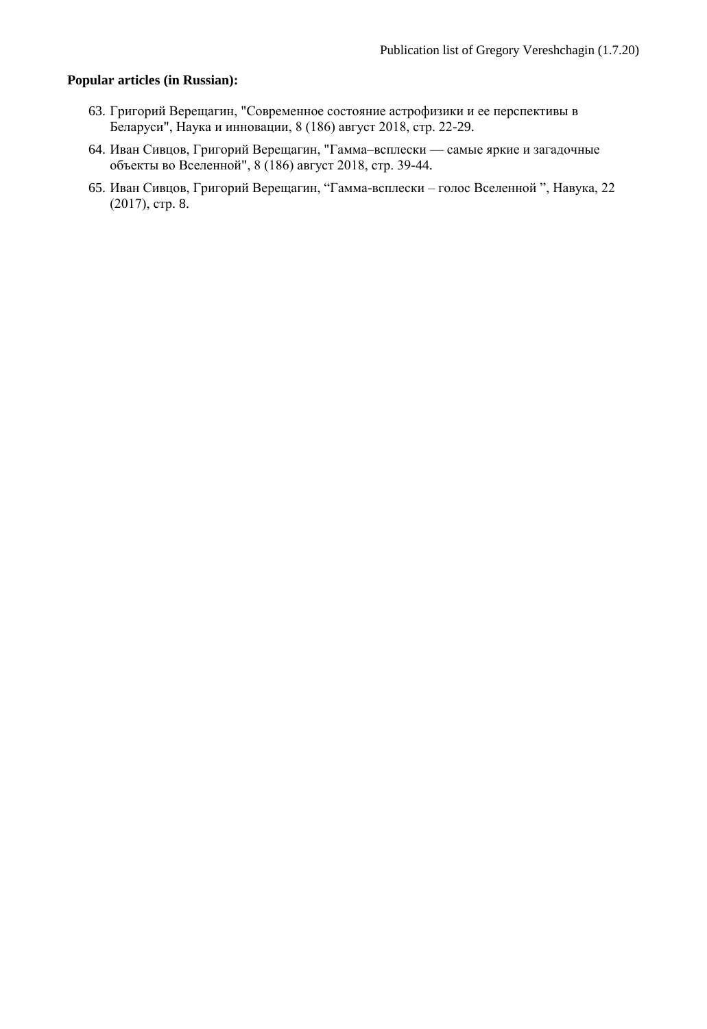**Popular articles (in Russian):**

63. Григорий Верещагин, "Современное состояние астрофизики и ее перспективы в Беларуси", Наука и инновации, 8 (186) август 2018, стр. 22-29.
64. Иван Сивцов, Григорий Верещагин, "Гамма–всплески — самые яркие и загадочные объекты во Вселенной", 8 (186) август 2018, стр. 39-44.
65. Иван Сивцов, Григорий Верещагин, "Гамма-всплески – голос Вселенной ", Навука, 22 (2017), стр. 8.